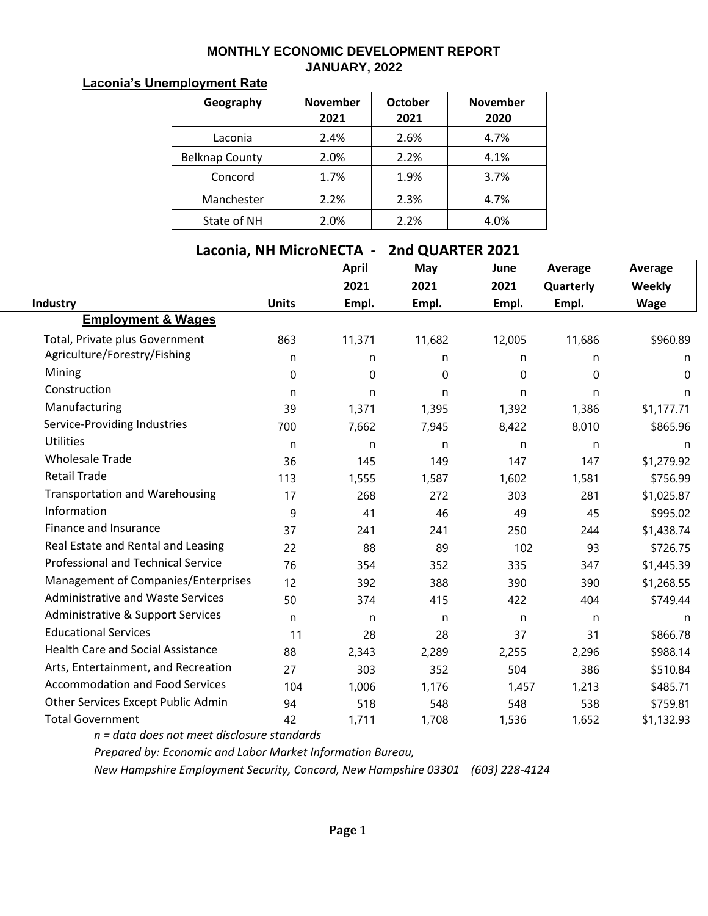# MONTHLY ECONOMIC DEVELOPMENT REPORT
## JANUARY, 2022

### Laconia's Unemployment Rate

| Geography | November 2021 | October 2021 | November 2020 |
|---|---|---|---|
| Laconia | 2.4% | 2.6% | 4.7% |
| Belknap County | 2.0% | 2.2% | 4.1% |
| Concord | 1.7% | 1.9% | 3.7% |
| Manchester | 2.2% | 2.3% | 4.7% |
| State of NH | 2.0% | 2.2% | 4.0% |

## Laconia, NH MicroNECTA - 2nd QUARTER 2021

| Industry | Units | April 2021 Empl. | May 2021 Empl. | June 2021 Empl. | Average Quarterly Empl. | Average Weekly Wage |
|---|---|---|---|---|---|---|
| **Employment & Wages** | | | | | | |
| Total, Private plus Government | 863 | 11,371 | 11,682 | 12,005 | 11,686 | $960.89 |
| Agriculture/Forestry/Fishing | n | n | n | n | n | n |
| Mining | 0 | 0 | 0 | 0 | 0 | 0 |
| Construction | n | n | n | n | n | n |
| Manufacturing | 39 | 1,371 | 1,395 | 1,392 | 1,386 | $1,177.71 |
| Service-Providing Industries | 700 | 7,662 | 7,945 | 8,422 | 8,010 | $865.96 |
| Utilities | n | n | n | n | n | n |
| Wholesale Trade | 36 | 145 | 149 | 147 | 147 | $1,279.92 |
| Retail Trade | 113 | 1,555 | 1,587 | 1,602 | 1,581 | $756.99 |
| Transportation and Warehousing | 17 | 268 | 272 | 303 | 281 | $1,025.87 |
| Information | 9 | 41 | 46 | 49 | 45 | $995.02 |
| Finance and Insurance | 37 | 241 | 241 | 250 | 244 | $1,438.74 |
| Real Estate and Rental and Leasing | 22 | 88 | 89 | 102 | 93 | $726.75 |
| Professional and Technical Service | 76 | 354 | 352 | 335 | 347 | $1,445.39 |
| Management of Companies/Enterprises | 12 | 392 | 388 | 390 | 390 | $1,268.55 |
| Administrative and Waste Services | 50 | 374 | 415 | 422 | 404 | $749.44 |
| Administrative & Support Services | n | n | n | n | n | n |
| Educational Services | 11 | 28 | 28 | 37 | 31 | $866.78 |
| Health Care and Social Assistance | 88 | 2,343 | 2,289 | 2,255 | 2,296 | $988.14 |
| Arts, Entertainment, and Recreation | 27 | 303 | 352 | 504 | 386 | $510.84 |
| Accommodation and Food Services | 104 | 1,006 | 1,176 | 1,457 | 1,213 | $485.71 |
| Other Services Except Public Admin | 94 | 518 | 548 | 548 | 538 | $759.81 |
| Total Government | 42 | 1,711 | 1,708 | 1,536 | 1,652 | $1,132.93 |

*n = data does not meet disclosure standards*

*Prepared by: Economic and Labor Market Information Bureau,*

*New Hampshire Employment Security, Concord, New Hampshire 03301 (603) 228-4124*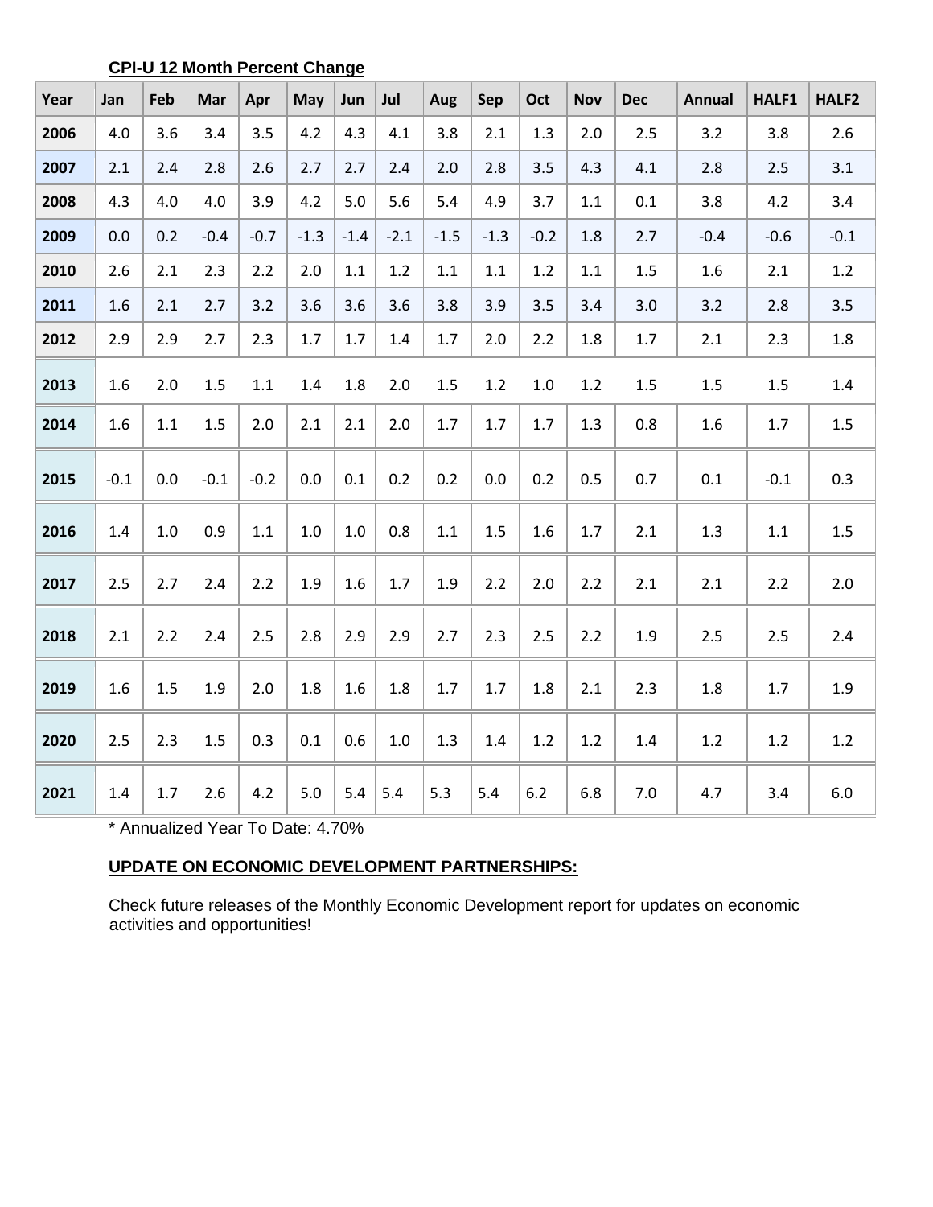**CPI-U 12 Month Percent Change**

| Year | Jan | Feb | Mar | Apr | May | Jun | Jul | Aug | Sep | Oct | Nov | Dec | Annual | HALF1 | HALF2 |
|---|---|---|---|---|---|---|---|---|---|---|---|---|---|---|---|
| 2006 | 4.0 | 3.6 | 3.4 | 3.5 | 4.2 | 4.3 | 4.1 | 3.8 | 2.1 | 1.3 | 2.0 | 2.5 | 3.2 | 3.8 | 2.6 |
| 2007 | 2.1 | 2.4 | 2.8 | 2.6 | 2.7 | 2.7 | 2.4 | 2.0 | 2.8 | 3.5 | 4.3 | 4.1 | 2.8 | 2.5 | 3.1 |
| 2008 | 4.3 | 4.0 | 4.0 | 3.9 | 4.2 | 5.0 | 5.6 | 5.4 | 4.9 | 3.7 | 1.1 | 0.1 | 3.8 | 4.2 | 3.4 |
| 2009 | 0.0 | 0.2 | -0.4 | -0.7 | -1.3 | -1.4 | -2.1 | -1.5 | -1.3 | -0.2 | 1.8 | 2.7 | -0.4 | -0.6 | -0.1 |
| 2010 | 2.6 | 2.1 | 2.3 | 2.2 | 2.0 | 1.1 | 1.2 | 1.1 | 1.1 | 1.2 | 1.1 | 1.5 | 1.6 | 2.1 | 1.2 |
| 2011 | 1.6 | 2.1 | 2.7 | 3.2 | 3.6 | 3.6 | 3.6 | 3.8 | 3.9 | 3.5 | 3.4 | 3.0 | 3.2 | 2.8 | 3.5 |
| 2012 | 2.9 | 2.9 | 2.7 | 2.3 | 1.7 | 1.7 | 1.4 | 1.7 | 2.0 | 2.2 | 1.8 | 1.7 | 2.1 | 2.3 | 1.8 |
| 2013 | 1.6 | 2.0 | 1.5 | 1.1 | 1.4 | 1.8 | 2.0 | 1.5 | 1.2 | 1.0 | 1.2 | 1.5 | 1.5 | 1.5 | 1.4 |
| 2014 | 1.6 | 1.1 | 1.5 | 2.0 | 2.1 | 2.1 | 2.0 | 1.7 | 1.7 | 1.7 | 1.3 | 0.8 | 1.6 | 1.7 | 1.5 |
| 2015 | -0.1 | 0.0 | -0.1 | -0.2 | 0.0 | 0.1 | 0.2 | 0.2 | 0.0 | 0.2 | 0.5 | 0.7 | 0.1 | -0.1 | 0.3 |
| 2016 | 1.4 | 1.0 | 0.9 | 1.1 | 1.0 | 1.0 | 0.8 | 1.1 | 1.5 | 1.6 | 1.7 | 2.1 | 1.3 | 1.1 | 1.5 |
| 2017 | 2.5 | 2.7 | 2.4 | 2.2 | 1.9 | 1.6 | 1.7 | 1.9 | 2.2 | 2.0 | 2.2 | 2.1 | 2.1 | 2.2 | 2.0 |
| 2018 | 2.1 | 2.2 | 2.4 | 2.5 | 2.8 | 2.9 | 2.9 | 2.7 | 2.3 | 2.5 | 2.2 | 1.9 | 2.5 | 2.5 | 2.4 |
| 2019 | 1.6 | 1.5 | 1.9 | 2.0 | 1.8 | 1.6 | 1.8 | 1.7 | 1.7 | 1.8 | 2.1 | 2.3 | 1.8 | 1.7 | 1.9 |
| 2020 | 2.5 | 2.3 | 1.5 | 0.3 | 0.1 | 0.6 | 1.0 | 1.3 | 1.4 | 1.2 | 1.2 | 1.4 | 1.2 | 1.2 | 1.2 |
| 2021 | 1.4 | 1.7 | 2.6 | 4.2 | 5.0 | 5.4 | 5.4 | 5.3 | 5.4 | 6.2 | 6.8 | 7.0 | 4.7 | 3.4 | 6.0 |

* Annualized Year To Date: 4.70%

**UPDATE ON ECONOMIC DEVELOPMENT PARTNERSHIPS:**

Check future releases of the Monthly Economic Development report for updates on economic activities and opportunities!